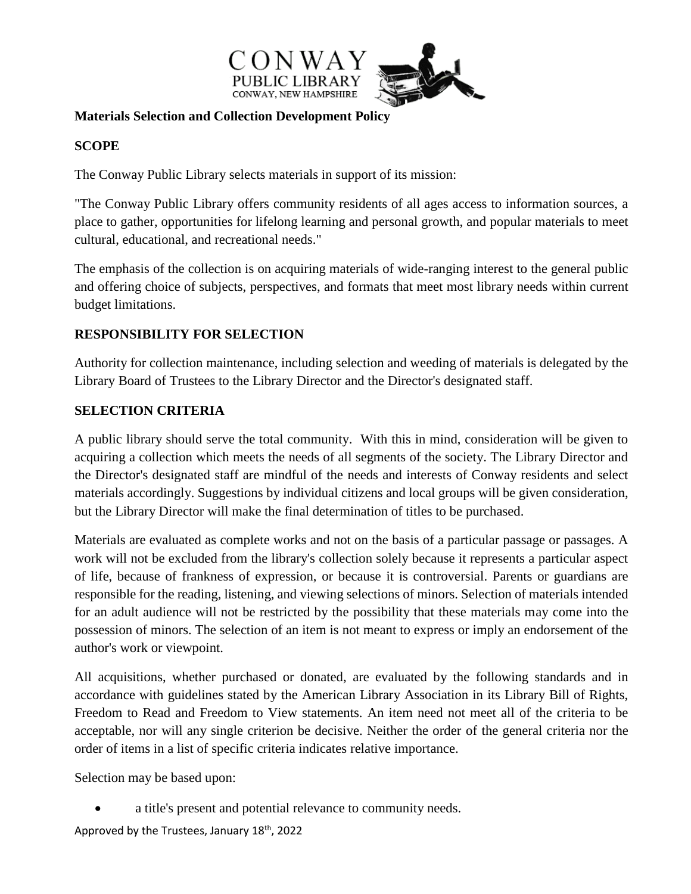CONWAY
PUBLIC LIBRARY
CONWAY, NEW HAMPSHIRE

**Materials Selection and Collection Development Policy**

**SCOPE**

The Conway Public Library selects materials in support of its mission:

"The Conway Public Library offers community residents of all ages access to information sources, a place to gather, opportunities for lifelong learning and personal growth, and popular materials to meet cultural, educational, and recreational needs."

The emphasis of the collection is on acquiring materials of wide-ranging interest to the general public and offering choice of subjects, perspectives, and formats that meet most library needs within current budget limitations.

**RESPONSIBILITY FOR SELECTION**

Authority for collection maintenance, including selection and weeding of materials is delegated by the Library Board of Trustees to the Library Director and the Director's designated staff.

**SELECTION CRITERIA**

A public library should serve the total community. With this in mind, consideration will be given to acquiring a collection which meets the needs of all segments of the society. The Library Director and the Director's designated staff are mindful of the needs and interests of Conway residents and select materials accordingly. Suggestions by individual citizens and local groups will be given consideration, but the Library Director will make the final determination of titles to be purchased.

Materials are evaluated as complete works and not on the basis of a particular passage or passages. A work will not be excluded from the library's collection solely because it represents a particular aspect of life, because of frankness of expression, or because it is controversial. Parents or guardians are responsible for the reading, listening, and viewing selections of minors. Selection of materials intended for an adult audience will not be restricted by the possibility that these materials may come into the possession of minors. The selection of an item is not meant to express or imply an endorsement of the author's work or viewpoint.

All acquisitions, whether purchased or donated, are evaluated by the following standards and in accordance with guidelines stated by the American Library Association in its Library Bill of Rights, Freedom to Read and Freedom to View statements. An item need not meet all of the criteria to be acceptable, nor will any single criterion be decisive. Neither the order of the general criteria nor the order of items in a list of specific criteria indicates relative importance.

Selection may be based upon:

- a title's present and potential relevance to community needs.

Approved by the Trustees, January 18th, 2022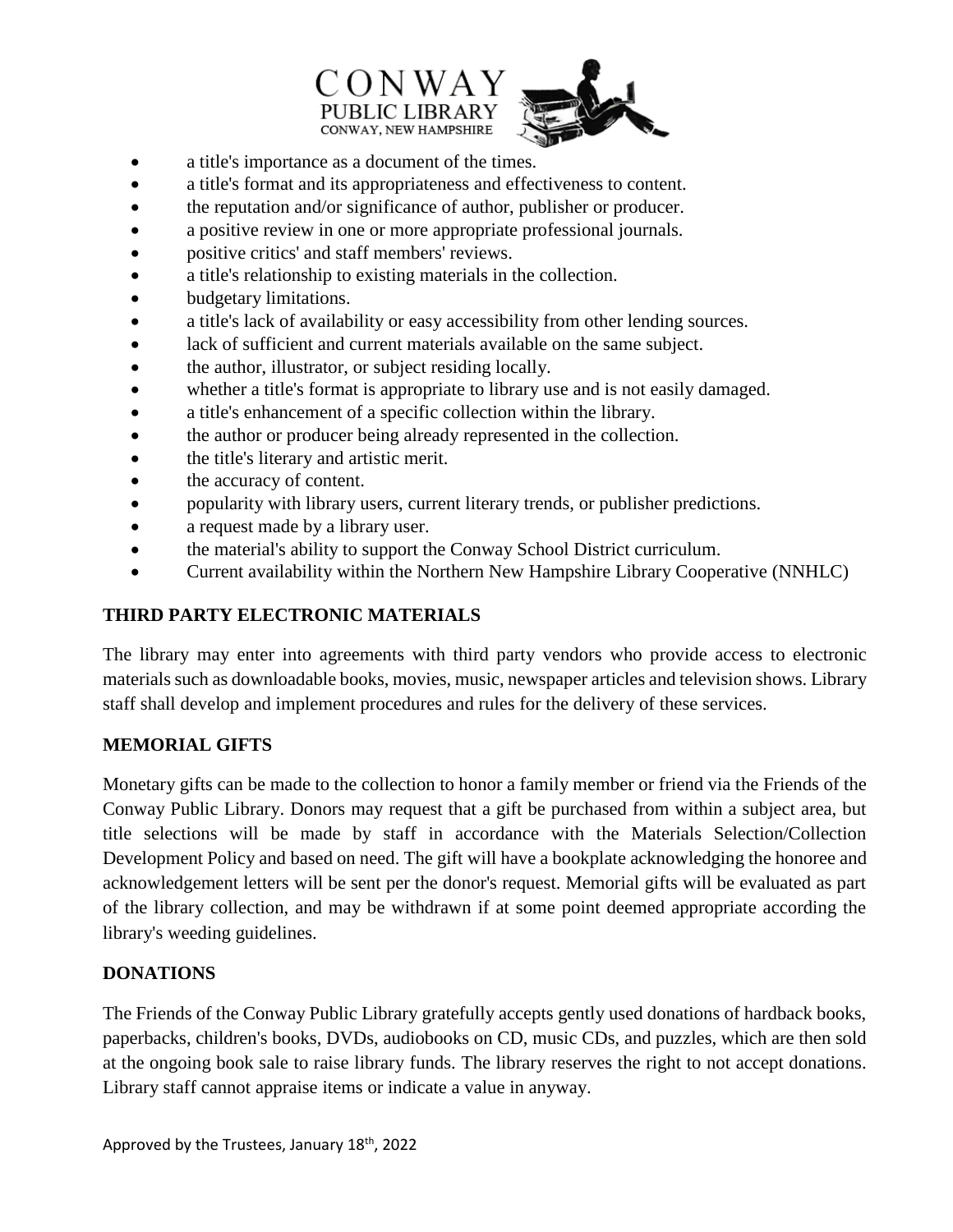- a title's importance as a document of the times.
- a title's format and its appropriateness and effectiveness to content.
- the reputation and/or significance of author, publisher or producer.
- a positive review in one or more appropriate professional journals.
- positive critics' and staff members' reviews.
- a title's relationship to existing materials in the collection.
- budgetary limitations.
- a title's lack of availability or easy accessibility from other lending sources.
- lack of sufficient and current materials available on the same subject.
- the author, illustrator, or subject residing locally.
- whether a title's format is appropriate to library use and is not easily damaged.
- a title's enhancement of a specific collection within the library.
- the author or producer being already represented in the collection.
- the title's literary and artistic merit.
- the accuracy of content.
- popularity with library users, current literary trends, or publisher predictions.
- a request made by a library user.
- the material's ability to support the Conway School District curriculum.
- Current availability within the Northern New Hampshire Library Cooperative (NNHLC)

## THIRD PARTY ELECTRONIC MATERIALS

The library may enter into agreements with third party vendors who provide access to electronic materials such as downloadable books, movies, music, newspaper articles and television shows. Library staff shall develop and implement procedures and rules for the delivery of these services.

## MEMORIAL GIFTS

Monetary gifts can be made to the collection to honor a family member or friend via the Friends of the Conway Public Library. Donors may request that a gift be purchased from within a subject area, but title selections will be made by staff in accordance with the Materials Selection/Collection Development Policy and based on need. The gift will have a bookplate acknowledging the honoree and acknowledgement letters will be sent per the donor's request. Memorial gifts will be evaluated as part of the library collection, and may be withdrawn if at some point deemed appropriate according the library's weeding guidelines.

## DONATIONS

The Friends of the Conway Public Library gratefully accepts gently used donations of hardback books, paperbacks, children's books, DVDs, audiobooks on CD, music CDs, and puzzles, which are then sold at the ongoing book sale to raise library funds. The library reserves the right to not accept donations. Library staff cannot appraise items or indicate a value in anyway.

Approved by the Trustees, January 18th, 2022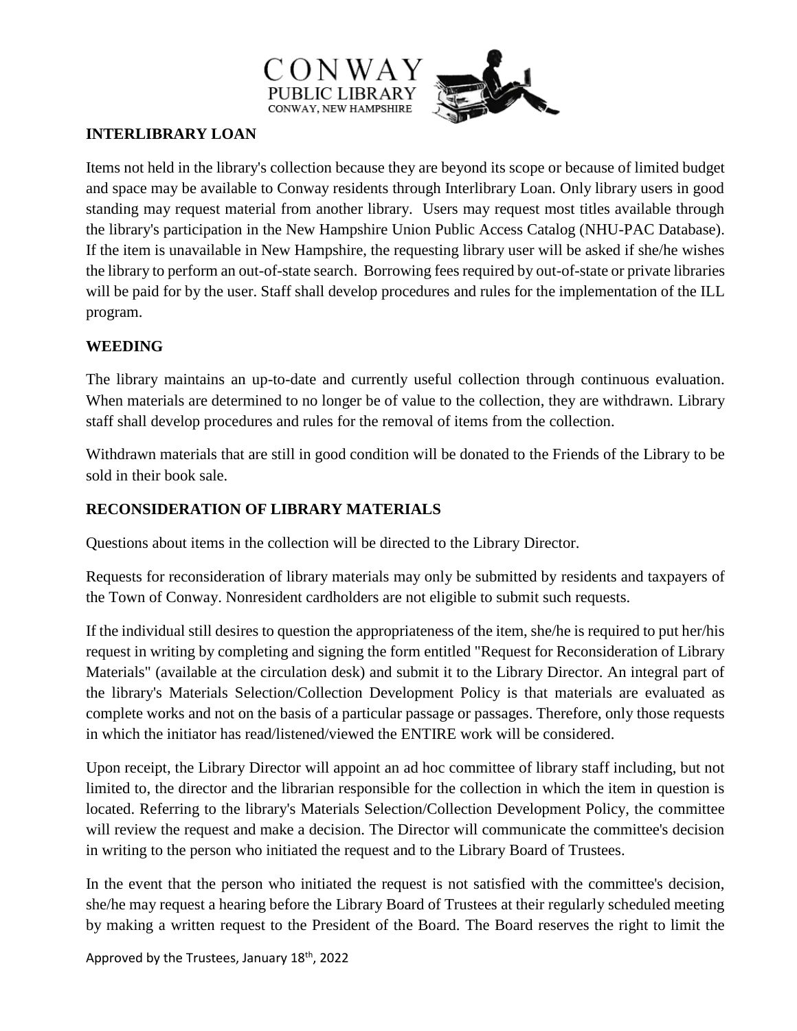## INTERLIBRARY LOAN

Items not held in the library's collection because they are beyond its scope or because of limited budget and space may be available to Conway residents through Interlibrary Loan. Only library users in good standing may request material from another library. Users may request most titles available through the library's participation in the New Hampshire Union Public Access Catalog (NHU-PAC Database). If the item is unavailable in New Hampshire, the requesting library user will be asked if she/he wishes the library to perform an out-of-state search. Borrowing fees required by out-of-state or private libraries will be paid for by the user. Staff shall develop procedures and rules for the implementation of the ILL program.

## WEEDING

The library maintains an up-to-date and currently useful collection through continuous evaluation. When materials are determined to no longer be of value to the collection, they are withdrawn. Library staff shall develop procedures and rules for the removal of items from the collection.

Withdrawn materials that are still in good condition will be donated to the Friends of the Library to be sold in their book sale.

## RECONSIDERATION OF LIBRARY MATERIALS

Questions about items in the collection will be directed to the Library Director.

Requests for reconsideration of library materials may only be submitted by residents and taxpayers of the Town of Conway. Nonresident cardholders are not eligible to submit such requests.

If the individual still desires to question the appropriateness of the item, she/he is required to put her/his request in writing by completing and signing the form entitled "Request for Reconsideration of Library Materials" (available at the circulation desk) and submit it to the Library Director. An integral part of the library's Materials Selection/Collection Development Policy is that materials are evaluated as complete works and not on the basis of a particular passage or passages. Therefore, only those requests in which the initiator has read/listened/viewed the ENTIRE work will be considered.

Upon receipt, the Library Director will appoint an ad hoc committee of library staff including, but not limited to, the director and the librarian responsible for the collection in which the item in question is located. Referring to the library's Materials Selection/Collection Development Policy, the committee will review the request and make a decision. The Director will communicate the committee's decision in writing to the person who initiated the request and to the Library Board of Trustees.

In the event that the person who initiated the request is not satisfied with the committee's decision, she/he may request a hearing before the Library Board of Trustees at their regularly scheduled meeting by making a written request to the President of the Board. The Board reserves the right to limit the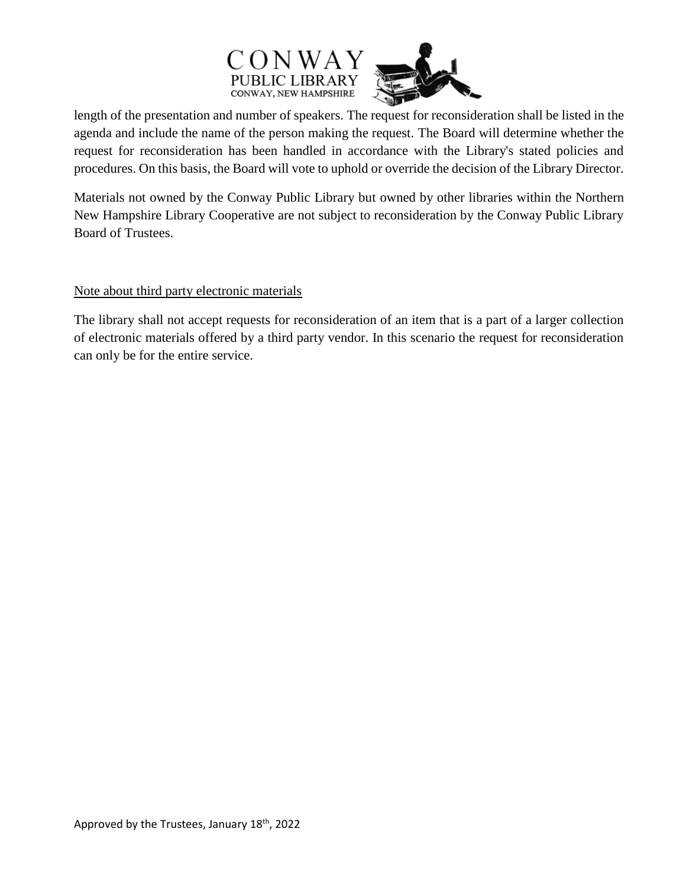length of the presentation and number of speakers. The request for reconsideration shall be listed in the agenda and include the name of the person making the request. The Board will determine whether the request for reconsideration has been handled in accordance with the Library's stated policies and procedures. On this basis, the Board will vote to uphold or override the decision of the Library Director.

Materials not owned by the Conway Public Library but owned by other libraries within the Northern New Hampshire Library Cooperative are not subject to reconsideration by the Conway Public Library Board of Trustees.

<u>Note about third party electronic materials</u>

The library shall not accept requests for reconsideration of an item that is a part of a larger collection of electronic materials offered by a third party vendor. In this scenario the request for reconsideration can only be for the entire service.

Approved by the Trustees, January 18th, 2022